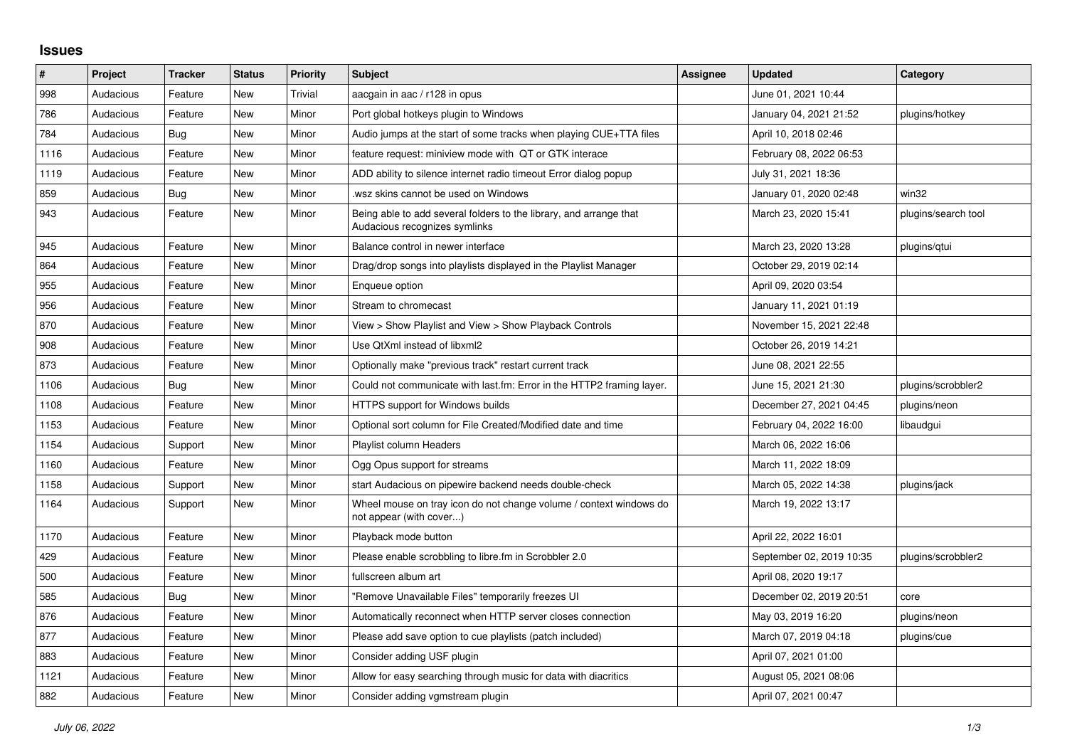## Issues

| # | Project | Tracker | Status | Priority | Subject | Assignee | Updated | Category |
|---|---|---|---|---|---|---|---|---|
| 998 | Audacious | Feature | New | Trivial | aacgain in aac / r128 in opus | | June 01, 2021 10:44 | |
| 786 | Audacious | Feature | New | Minor | Port global hotkeys plugin to Windows | | January 04, 2021 21:52 | plugins/hotkey |
| 784 | Audacious | Bug | New | Minor | Audio jumps at the start of some tracks when playing CUE+TTA files | | April 10, 2018 02:46 | |
| 1116 | Audacious | Feature | New | Minor | feature request: miniview mode with QT or GTK interace | | February 08, 2022 06:53 | |
| 1119 | Audacious | Feature | New | Minor | ADD ability to silence internet radio timeout Error dialog popup | | July 31, 2021 18:36 | |
| 859 | Audacious | Bug | New | Minor | .wsz skins cannot be used on Windows | | January 01, 2020 02:48 | win32 |
| 943 | Audacious | Feature | New | Minor | Being able to add several folders to the library, and arrange that Audacious recognizes symlinks | | March 23, 2020 15:41 | plugins/search tool |
| 945 | Audacious | Feature | New | Minor | Balance control in newer interface | | March 23, 2020 13:28 | plugins/qtui |
| 864 | Audacious | Feature | New | Minor | Drag/drop songs into playlists displayed in the Playlist Manager | | October 29, 2019 02:14 | |
| 955 | Audacious | Feature | New | Minor | Enqueue option | | April 09, 2020 03:54 | |
| 956 | Audacious | Feature | New | Minor | Stream to chromecast | | January 11, 2021 01:19 | |
| 870 | Audacious | Feature | New | Minor | View > Show Playlist and View > Show Playback Controls | | November 15, 2021 22:48 | |
| 908 | Audacious | Feature | New | Minor | Use QtXml instead of libxml2 | | October 26, 2019 14:21 | |
| 873 | Audacious | Feature | New | Minor | Optionally make "previous track" restart current track | | June 08, 2021 22:55 | |
| 1106 | Audacious | Bug | New | Minor | Could not communicate with last.fm: Error in the HTTP2 framing layer. | | June 15, 2021 21:30 | plugins/scrobbler2 |
| 1108 | Audacious | Feature | New | Minor | HTTPS support for Windows builds | | December 27, 2021 04:45 | plugins/neon |
| 1153 | Audacious | Feature | New | Minor | Optional sort column for File Created/Modified date and time | | February 04, 2022 16:00 | libaudgui |
| 1154 | Audacious | Support | New | Minor | Playlist column Headers | | March 06, 2022 16:06 | |
| 1160 | Audacious | Feature | New | Minor | Ogg Opus support for streams | | March 11, 2022 18:09 | |
| 1158 | Audacious | Support | New | Minor | start Audacious on pipewire backend needs double-check | | March 05, 2022 14:38 | plugins/jack |
| 1164 | Audacious | Support | New | Minor | Wheel mouse on tray icon do not change volume / context windows do not appear (with cover...) | | March 19, 2022 13:17 | |
| 1170 | Audacious | Feature | New | Minor | Playback mode button | | April 22, 2022 16:01 | |
| 429 | Audacious | Feature | New | Minor | Please enable scrobbling to libre.fm in Scrobbler 2.0 | | September 02, 2019 10:35 | plugins/scrobbler2 |
| 500 | Audacious | Feature | New | Minor | fullscreen album art | | April 08, 2020 19:17 | |
| 585 | Audacious | Bug | New | Minor | "Remove Unavailable Files" temporarily freezes UI | | December 02, 2019 20:51 | core |
| 876 | Audacious | Feature | New | Minor | Automatically reconnect when HTTP server closes connection | | May 03, 2019 16:20 | plugins/neon |
| 877 | Audacious | Feature | New | Minor | Please add save option to cue playlists (patch included) | | March 07, 2019 04:18 | plugins/cue |
| 883 | Audacious | Feature | New | Minor | Consider adding USF plugin | | April 07, 2021 01:00 | |
| 1121 | Audacious | Feature | New | Minor | Allow for easy searching through music for data with diacritics | | August 05, 2021 08:06 | |
| 882 | Audacious | Feature | New | Minor | Consider adding vgmstream plugin | | April 07, 2021 00:47 | |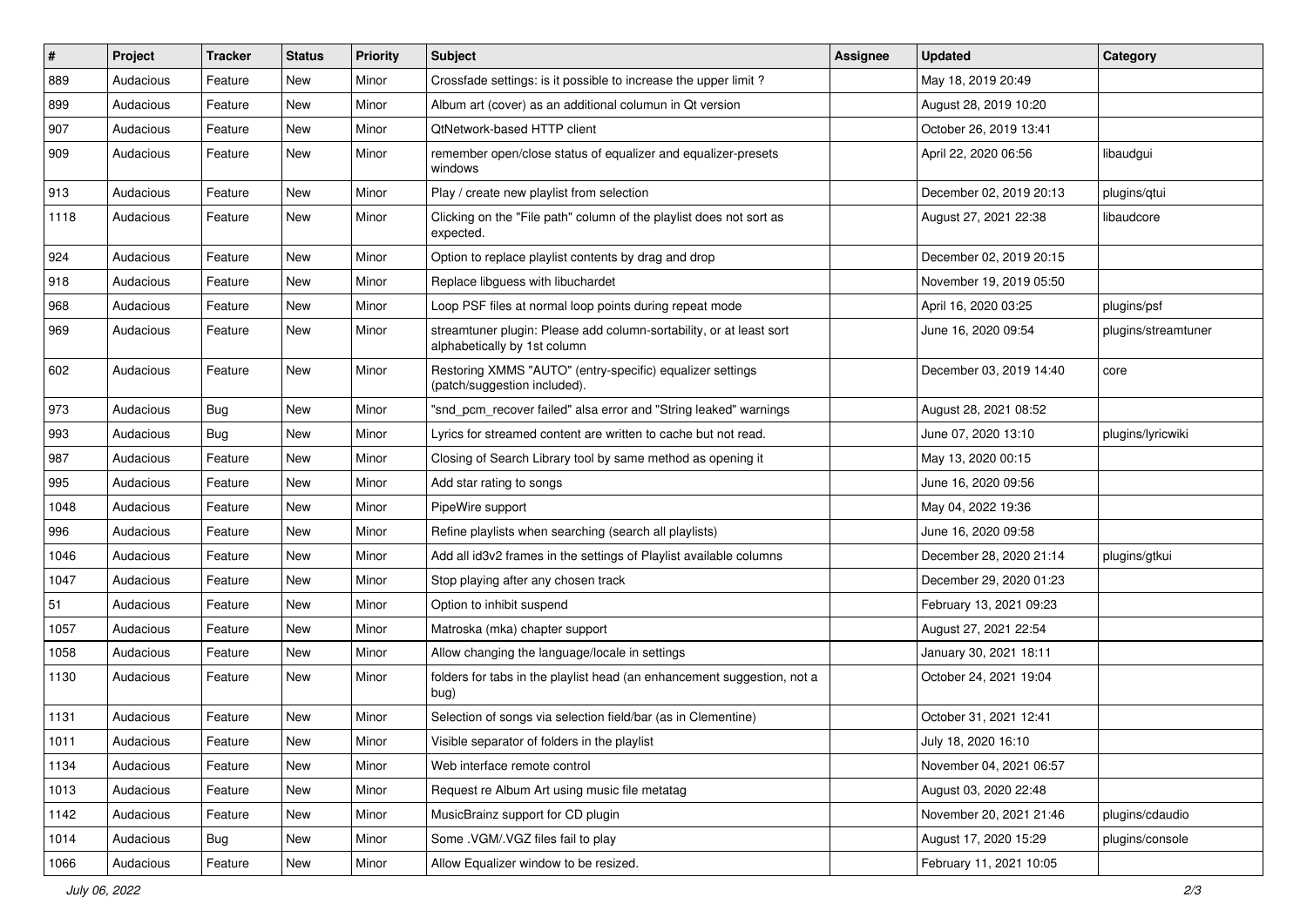| # | Project | Tracker | Status | Priority | Subject | Assignee | Updated | Category |
|---|---|---|---|---|---|---|---|---|
| 889 | Audacious | Feature | New | Minor | Crossfade settings: is it possible to increase the upper limit ? | | May 18, 2019 20:49 | |
| 899 | Audacious | Feature | New | Minor | Album art (cover) as an additional columun in Qt version | | August 28, 2019 10:20 | |
| 907 | Audacious | Feature | New | Minor | QtNetwork-based HTTP client | | October 26, 2019 13:41 | |
| 909 | Audacious | Feature | New | Minor | remember open/close status of equalizer and equalizer-presets windows | | April 22, 2020 06:56 | libaudgui |
| 913 | Audacious | Feature | New | Minor | Play / create new playlist from selection | | December 02, 2019 20:13 | plugins/qtui |
| 1118 | Audacious | Feature | New | Minor | Clicking on the "File path" column of the playlist does not sort as expected. | | August 27, 2021 22:38 | libaudcore |
| 924 | Audacious | Feature | New | Minor | Option to replace playlist contents by drag and drop | | December 02, 2019 20:15 | |
| 918 | Audacious | Feature | New | Minor | Replace libguess with libuchardet | | November 19, 2019 05:50 | |
| 968 | Audacious | Feature | New | Minor | Loop PSF files at normal loop points during repeat mode | | April 16, 2020 03:25 | plugins/psf |
| 969 | Audacious | Feature | New | Minor | streamtuner plugin: Please add column-sortability, or at least sort alphabetically by 1st column | | June 16, 2020 09:54 | plugins/streamtuner |
| 602 | Audacious | Feature | New | Minor | Restoring XMMS "AUTO" (entry-specific) equalizer settings (patch/suggestion included). | | December 03, 2019 14:40 | core |
| 973 | Audacious | Bug | New | Minor | "snd_pcm_recover failed" alsa error and "String leaked" warnings | | August 28, 2021 08:52 | |
| 993 | Audacious | Bug | New | Minor | Lyrics for streamed content are written to cache but not read. | | June 07, 2020 13:10 | plugins/lyricwiki |
| 987 | Audacious | Feature | New | Minor | Closing of Search Library tool by same method as opening it | | May 13, 2020 00:15 | |
| 995 | Audacious | Feature | New | Minor | Add star rating to songs | | June 16, 2020 09:56 | |
| 1048 | Audacious | Feature | New | Minor | PipeWire support | | May 04, 2022 19:36 | |
| 996 | Audacious | Feature | New | Minor | Refine playlists when searching (search all playlists) | | June 16, 2020 09:58 | |
| 1046 | Audacious | Feature | New | Minor | Add all id3v2 frames in the settings of Playlist available columns | | December 28, 2020 21:14 | plugins/gtkui |
| 1047 | Audacious | Feature | New | Minor | Stop playing after any chosen track | | December 29, 2020 01:23 | |
| 51 | Audacious | Feature | New | Minor | Option to inhibit suspend | | February 13, 2021 09:23 | |
| 1057 | Audacious | Feature | New | Minor | Matroska (mka) chapter support | | August 27, 2021 22:54 | |
| 1058 | Audacious | Feature | New | Minor | Allow changing the language/locale in settings | | January 30, 2021 18:11 | |
| 1130 | Audacious | Feature | New | Minor | folders for tabs in the playlist head (an enhancement suggestion, not a bug) | | October 24, 2021 19:04 | |
| 1131 | Audacious | Feature | New | Minor | Selection of songs via selection field/bar (as in Clementine) | | October 31, 2021 12:41 | |
| 1011 | Audacious | Feature | New | Minor | Visible separator of folders in the playlist | | July 18, 2020 16:10 | |
| 1134 | Audacious | Feature | New | Minor | Web interface remote control | | November 04, 2021 06:57 | |
| 1013 | Audacious | Feature | New | Minor | Request re Album Art using music file metatag | | August 03, 2020 22:48 | |
| 1142 | Audacious | Feature | New | Minor | MusicBrainz support for CD plugin | | November 20, 2021 21:46 | plugins/cdaudio |
| 1014 | Audacious | Bug | New | Minor | Some .VGM/.VGZ files fail to play | | August 17, 2020 15:29 | plugins/console |
| 1066 | Audacious | Feature | New | Minor | Allow Equalizer window to be resized. | | February 11, 2021 10:05 | |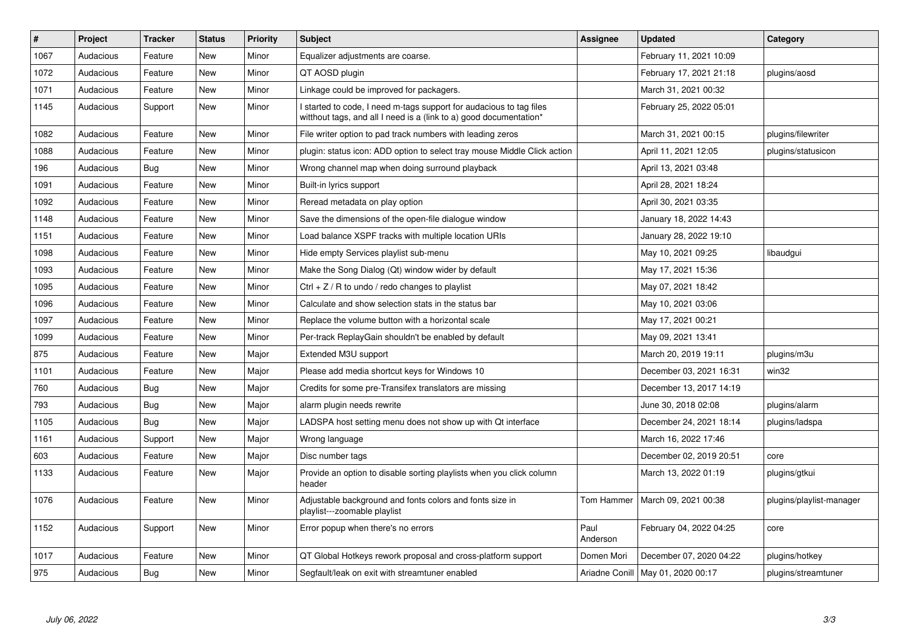| # | Project | Tracker | Status | Priority | Subject | Assignee | Updated | Category |
|---|---|---|---|---|---|---|---|---|
| 1067 | Audacious | Feature | New | Minor | Equalizer adjustments are coarse. | | February 11, 2021 10:09 | |
| 1072 | Audacious | Feature | New | Minor | QT AOSD plugin | | February 17, 2021 21:18 | plugins/aosd |
| 1071 | Audacious | Feature | New | Minor | Linkage could be improved for packagers. | | March 31, 2021 00:32 | |
| 1145 | Audacious | Support | New | Minor | I started to code, I need m-tags support for audacious to tag files witthout tags, and all I need is a (link to a) good documentation* | | February 25, 2022 05:01 | |
| 1082 | Audacious | Feature | New | Minor | File writer option to pad track numbers with leading zeros | | March 31, 2021 00:15 | plugins/filewriter |
| 1088 | Audacious | Feature | New | Minor | plugin: status icon: ADD option to select tray mouse Middle Click action | | April 11, 2021 12:05 | plugins/statusicon |
| 196 | Audacious | Bug | New | Minor | Wrong channel map when doing surround playback | | April 13, 2021 03:48 | |
| 1091 | Audacious | Feature | New | Minor | Built-in lyrics support | | April 28, 2021 18:24 | |
| 1092 | Audacious | Feature | New | Minor | Reread metadata on play option | | April 30, 2021 03:35 | |
| 1148 | Audacious | Feature | New | Minor | Save the dimensions of the open-file dialogue window | | January 18, 2022 14:43 | |
| 1151 | Audacious | Feature | New | Minor | Load balance XSPF tracks with multiple location URIs | | January 28, 2022 19:10 | |
| 1098 | Audacious | Feature | New | Minor | Hide empty Services playlist sub-menu | | May 10, 2021 09:25 | libaudgui |
| 1093 | Audacious | Feature | New | Minor | Make the Song Dialog (Qt) window wider by default | | May 17, 2021 15:36 | |
| 1095 | Audacious | Feature | New | Minor | Ctrl + Z / R to undo / redo changes to playlist | | May 07, 2021 18:42 | |
| 1096 | Audacious | Feature | New | Minor | Calculate and show selection stats in the status bar | | May 10, 2021 03:06 | |
| 1097 | Audacious | Feature | New | Minor | Replace the volume button with a horizontal scale | | May 17, 2021 00:21 | |
| 1099 | Audacious | Feature | New | Minor | Per-track ReplayGain shouldn't be enabled by default | | May 09, 2021 13:41 | |
| 875 | Audacious | Feature | New | Major | Extended M3U support | | March 20, 2019 19:11 | plugins/m3u |
| 1101 | Audacious | Feature | New | Major | Please add media shortcut keys for Windows 10 | | December 03, 2021 16:31 | win32 |
| 760 | Audacious | Bug | New | Major | Credits for some pre-Transifex translators are missing | | December 13, 2017 14:19 | |
| 793 | Audacious | Bug | New | Major | alarm plugin needs rewrite | | June 30, 2018 02:08 | plugins/alarm |
| 1105 | Audacious | Bug | New | Major | LADSPA host setting menu does not show up with Qt interface | | December 24, 2021 18:14 | plugins/ladspa |
| 1161 | Audacious | Support | New | Major | Wrong language | | March 16, 2022 17:46 | |
| 603 | Audacious | Feature | New | Major | Disc number tags | | December 02, 2019 20:51 | core |
| 1133 | Audacious | Feature | New | Major | Provide an option to disable sorting playlists when you click column header | | March 13, 2022 01:19 | plugins/gtkui |
| 1076 | Audacious | Feature | New | Minor | Adjustable background and fonts colors and fonts size in playlist---zoomable playlist | Tom Hammer | March 09, 2021 00:38 | plugins/playlist-manager |
| 1152 | Audacious | Support | New | Minor | Error popup when there's no errors | Paul Anderson | February 04, 2022 04:25 | core |
| 1017 | Audacious | Feature | New | Minor | QT Global Hotkeys rework proposal and cross-platform support | Domen Mori | December 07, 2020 04:22 | plugins/hotkey |
| 975 | Audacious | Bug | New | Minor | Segfault/leak on exit with streamtuner enabled | Ariadne Conill | May 01, 2020 00:17 | plugins/streamtuner |

*July 06, 2022*